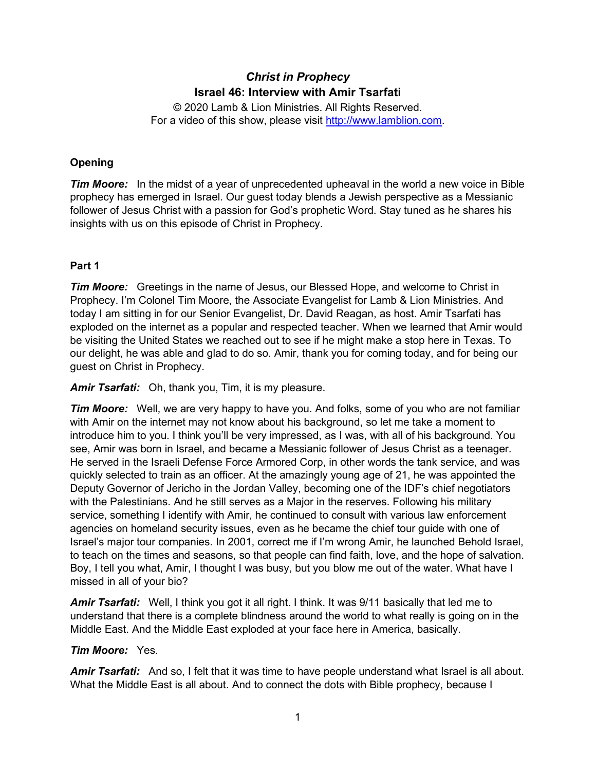# *Christ in Prophecy*

## Israel 46: Interview with Amir Tsarfati

© 2020 Lamb & Lion Ministries. All Rights Reserved.
For a video of this show, please visit http://www.lamblion.com.

### Opening

***Tim Moore:*** In the midst of a year of unprecedented upheaval in the world a new voice in Bible prophecy has emerged in Israel. Our guest today blends a Jewish perspective as a Messianic follower of Jesus Christ with a passion for God's prophetic Word. Stay tuned as he shares his insights with us on this episode of Christ in Prophecy.

### Part 1

***Tim Moore:*** Greetings in the name of Jesus, our Blessed Hope, and welcome to Christ in Prophecy. I'm Colonel Tim Moore, the Associate Evangelist for Lamb & Lion Ministries. And today I am sitting in for our Senior Evangelist, Dr. David Reagan, as host. Amir Tsarfati has exploded on the internet as a popular and respected teacher. When we learned that Amir would be visiting the United States we reached out to see if he might make a stop here in Texas. To our delight, he was able and glad to do so. Amir, thank you for coming today, and for being our guest on Christ in Prophecy.

***Amir Tsarfati:*** Oh, thank you, Tim, it is my pleasure.

***Tim Moore:*** Well, we are very happy to have you. And folks, some of you who are not familiar with Amir on the internet may not know about his background, so let me take a moment to introduce him to you. I think you'll be very impressed, as I was, with all of his background. You see, Amir was born in Israel, and became a Messianic follower of Jesus Christ as a teenager. He served in the Israeli Defense Force Armored Corp, in other words the tank service, and was quickly selected to train as an officer. At the amazingly young age of 21, he was appointed the Deputy Governor of Jericho in the Jordan Valley, becoming one of the IDF's chief negotiators with the Palestinians. And he still serves as a Major in the reserves. Following his military service, something I identify with Amir, he continued to consult with various law enforcement agencies on homeland security issues, even as he became the chief tour guide with one of Israel's major tour companies. In 2001, correct me if I'm wrong Amir, he launched Behold Israel, to teach on the times and seasons, so that people can find faith, love, and the hope of salvation. Boy, I tell you what, Amir, I thought I was busy, but you blow me out of the water. What have I missed in all of your bio?

***Amir Tsarfati:*** Well, I think you got it all right. I think. It was 9/11 basically that led me to understand that there is a complete blindness around the world to what really is going on in the Middle East. And the Middle East exploded at your face here in America, basically.

***Tim Moore:*** Yes.

***Amir Tsarfati:*** And so, I felt that it was time to have people understand what Israel is all about. What the Middle East is all about. And to connect the dots with Bible prophecy, because I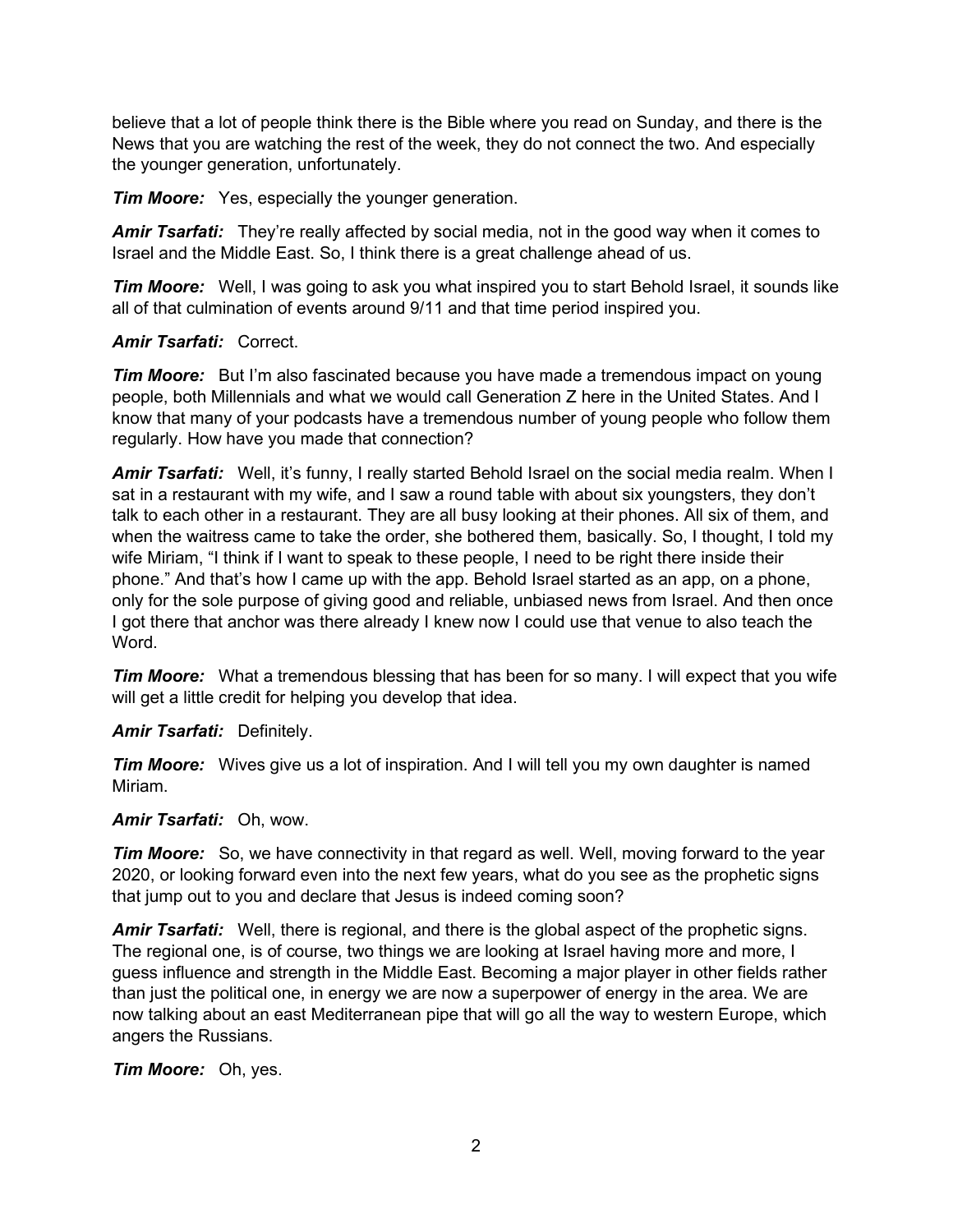believe that a lot of people think there is the Bible where you read on Sunday, and there is the News that you are watching the rest of the week, they do not connect the two. And especially the younger generation, unfortunately.

***Tim Moore:*** Yes, especially the younger generation.

***Amir Tsarfati:*** They're really affected by social media, not in the good way when it comes to Israel and the Middle East. So, I think there is a great challenge ahead of us.

***Tim Moore:*** Well, I was going to ask you what inspired you to start Behold Israel, it sounds like all of that culmination of events around 9/11 and that time period inspired you.

***Amir Tsarfati:*** Correct.

***Tim Moore:*** But I'm also fascinated because you have made a tremendous impact on young people, both Millennials and what we would call Generation Z here in the United States. And I know that many of your podcasts have a tremendous number of young people who follow them regularly. How have you made that connection?

***Amir Tsarfati:*** Well, it's funny, I really started Behold Israel on the social media realm. When I sat in a restaurant with my wife, and I saw a round table with about six youngsters, they don't talk to each other in a restaurant. They are all busy looking at their phones. All six of them, and when the waitress came to take the order, she bothered them, basically. So, I thought, I told my wife Miriam, "I think if I want to speak to these people, I need to be right there inside their phone." And that's how I came up with the app. Behold Israel started as an app, on a phone, only for the sole purpose of giving good and reliable, unbiased news from Israel. And then once I got there that anchor was there already I knew now I could use that venue to also teach the Word.

***Tim Moore:*** What a tremendous blessing that has been for so many. I will expect that you wife will get a little credit for helping you develop that idea.

***Amir Tsarfati:*** Definitely.

***Tim Moore:*** Wives give us a lot of inspiration. And I will tell you my own daughter is named Miriam.

***Amir Tsarfati:*** Oh, wow.

***Tim Moore:*** So, we have connectivity in that regard as well. Well, moving forward to the year 2020, or looking forward even into the next few years, what do you see as the prophetic signs that jump out to you and declare that Jesus is indeed coming soon?

***Amir Tsarfati:*** Well, there is regional, and there is the global aspect of the prophetic signs. The regional one, is of course, two things we are looking at Israel having more and more, I guess influence and strength in the Middle East. Becoming a major player in other fields rather than just the political one, in energy we are now a superpower of energy in the area. We are now talking about an east Mediterranean pipe that will go all the way to western Europe, which angers the Russians.

***Tim Moore:*** Oh, yes.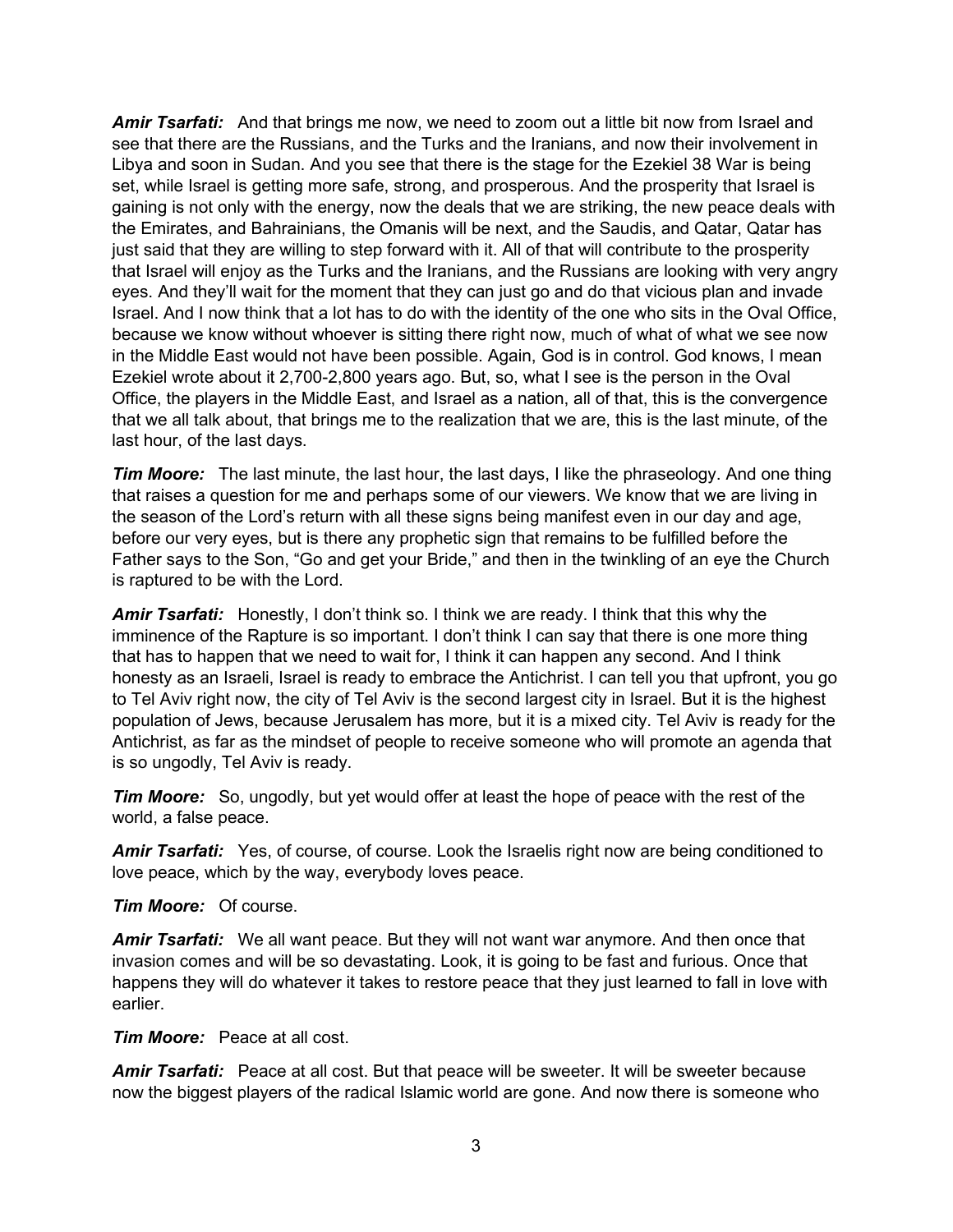***Amir Tsarfati:*** And that brings me now, we need to zoom out a little bit now from Israel and see that there are the Russians, and the Turks and the Iranians, and now their involvement in Libya and soon in Sudan. And you see that there is the stage for the Ezekiel 38 War is being set, while Israel is getting more safe, strong, and prosperous. And the prosperity that Israel is gaining is not only with the energy, now the deals that we are striking, the new peace deals with the Emirates, and Bahrainians, the Omanis will be next, and the Saudis, and Qatar, Qatar has just said that they are willing to step forward with it. All of that will contribute to the prosperity that Israel will enjoy as the Turks and the Iranians, and the Russians are looking with very angry eyes. And they'll wait for the moment that they can just go and do that vicious plan and invade Israel. And I now think that a lot has to do with the identity of the one who sits in the Oval Office, because we know without whoever is sitting there right now, much of what of what we see now in the Middle East would not have been possible. Again, God is in control. God knows, I mean Ezekiel wrote about it 2,700-2,800 years ago. But, so, what I see is the person in the Oval Office, the players in the Middle East, and Israel as a nation, all of that, this is the convergence that we all talk about, that brings me to the realization that we are, this is the last minute, of the last hour, of the last days.

***Tim Moore:*** The last minute, the last hour, the last days, I like the phraseology. And one thing that raises a question for me and perhaps some of our viewers. We know that we are living in the season of the Lord's return with all these signs being manifest even in our day and age, before our very eyes, but is there any prophetic sign that remains to be fulfilled before the Father says to the Son, "Go and get your Bride," and then in the twinkling of an eye the Church is raptured to be with the Lord.

***Amir Tsarfati:*** Honestly, I don't think so. I think we are ready. I think that this why the imminence of the Rapture is so important. I don't think I can say that there is one more thing that has to happen that we need to wait for, I think it can happen any second. And I think honesty as an Israeli, Israel is ready to embrace the Antichrist. I can tell you that upfront, you go to Tel Aviv right now, the city of Tel Aviv is the second largest city in Israel. But it is the highest population of Jews, because Jerusalem has more, but it is a mixed city. Tel Aviv is ready for the Antichrist, as far as the mindset of people to receive someone who will promote an agenda that is so ungodly, Tel Aviv is ready.

***Tim Moore:*** So, ungodly, but yet would offer at least the hope of peace with the rest of the world, a false peace.

***Amir Tsarfati:*** Yes, of course, of course. Look the Israelis right now are being conditioned to love peace, which by the way, everybody loves peace.

***Tim Moore:*** Of course.

***Amir Tsarfati:*** We all want peace. But they will not want war anymore. And then once that invasion comes and will be so devastating. Look, it is going to be fast and furious. Once that happens they will do whatever it takes to restore peace that they just learned to fall in love with earlier.

***Tim Moore:*** Peace at all cost.

***Amir Tsarfati:*** Peace at all cost. But that peace will be sweeter. It will be sweeter because now the biggest players of the radical Islamic world are gone. And now there is someone who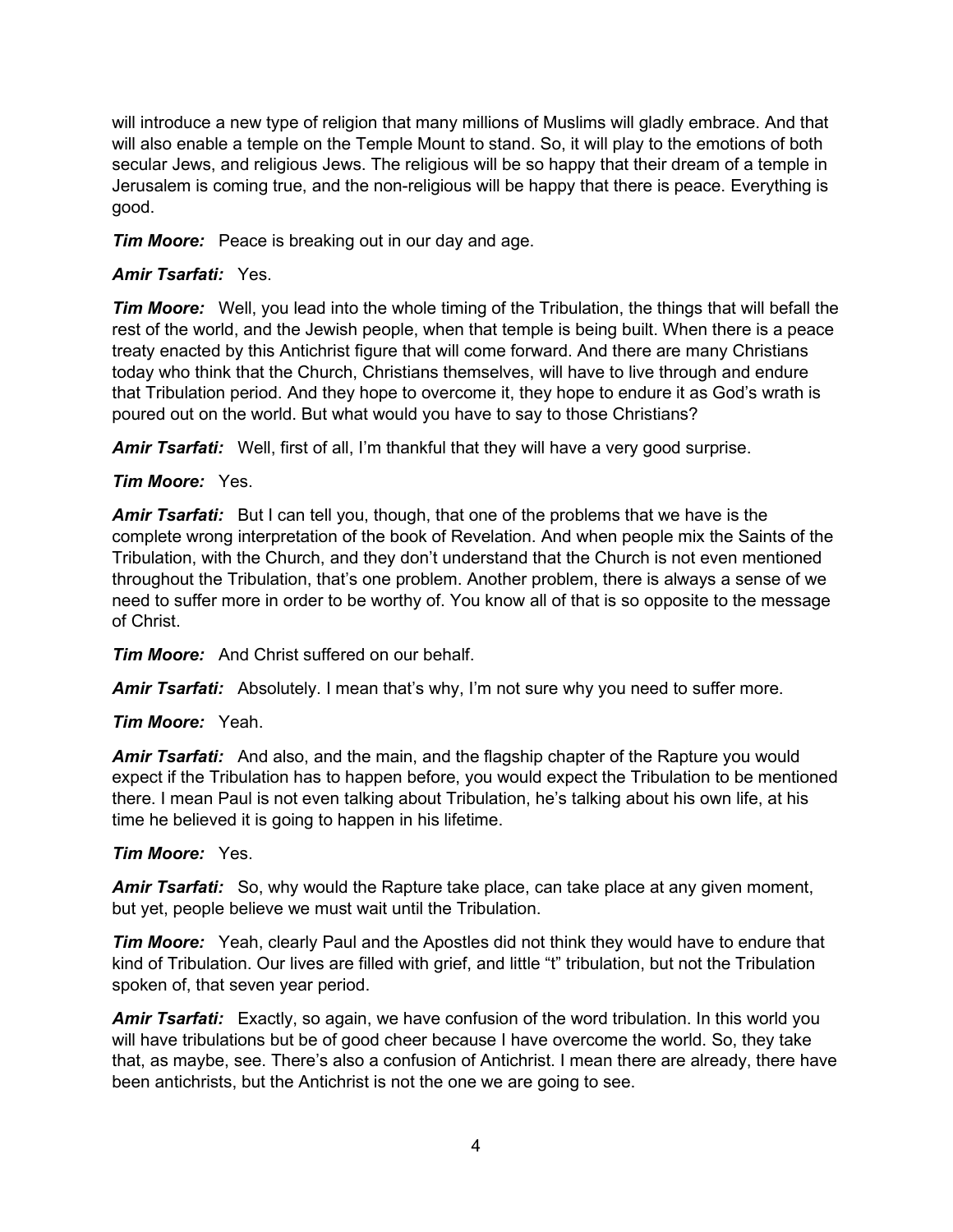will introduce a new type of religion that many millions of Muslims will gladly embrace. And that will also enable a temple on the Temple Mount to stand. So, it will play to the emotions of both secular Jews, and religious Jews. The religious will be so happy that their dream of a temple in Jerusalem is coming true, and the non-religious will be happy that there is peace. Everything is good.

***Tim Moore:*** Peace is breaking out in our day and age.

***Amir Tsarfati:*** Yes.

***Tim Moore:*** Well, you lead into the whole timing of the Tribulation, the things that will befall the rest of the world, and the Jewish people, when that temple is being built. When there is a peace treaty enacted by this Antichrist figure that will come forward. And there are many Christians today who think that the Church, Christians themselves, will have to live through and endure that Tribulation period. And they hope to overcome it, they hope to endure it as God's wrath is poured out on the world. But what would you have to say to those Christians?

***Amir Tsarfati:*** Well, first of all, I'm thankful that they will have a very good surprise.

***Tim Moore:*** Yes.

***Amir Tsarfati:*** But I can tell you, though, that one of the problems that we have is the complete wrong interpretation of the book of Revelation. And when people mix the Saints of the Tribulation, with the Church, and they don't understand that the Church is not even mentioned throughout the Tribulation, that's one problem. Another problem, there is always a sense of we need to suffer more in order to be worthy of. You know all of that is so opposite to the message of Christ.

***Tim Moore:*** And Christ suffered on our behalf.

***Amir Tsarfati:*** Absolutely. I mean that's why, I'm not sure why you need to suffer more.

***Tim Moore:*** Yeah.

***Amir Tsarfati:*** And also, and the main, and the flagship chapter of the Rapture you would expect if the Tribulation has to happen before, you would expect the Tribulation to be mentioned there. I mean Paul is not even talking about Tribulation, he's talking about his own life, at his time he believed it is going to happen in his lifetime.

***Tim Moore:*** Yes.

***Amir Tsarfati:*** So, why would the Rapture take place, can take place at any given moment, but yet, people believe we must wait until the Tribulation.

***Tim Moore:*** Yeah, clearly Paul and the Apostles did not think they would have to endure that kind of Tribulation. Our lives are filled with grief, and little "t" tribulation, but not the Tribulation spoken of, that seven year period.

***Amir Tsarfati:*** Exactly, so again, we have confusion of the word tribulation. In this world you will have tribulations but be of good cheer because I have overcome the world. So, they take that, as maybe, see. There's also a confusion of Antichrist. I mean there are already, there have been antichrists, but the Antichrist is not the one we are going to see.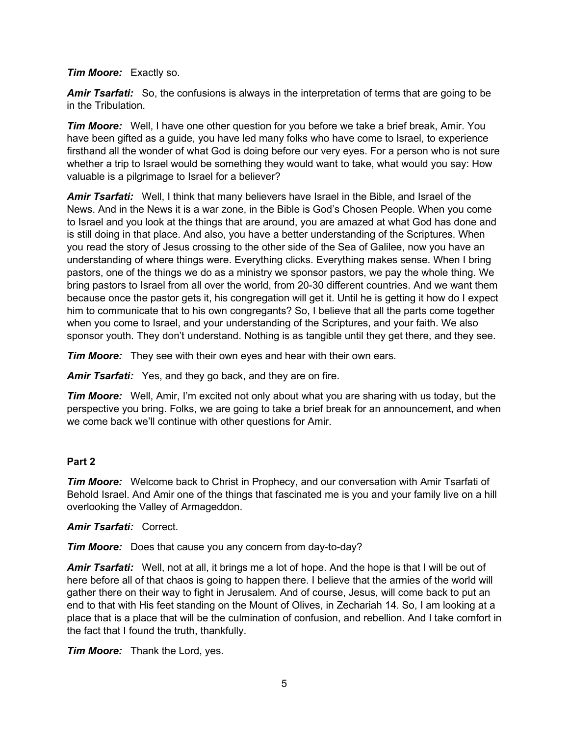***Tim Moore:*** Exactly so.

***Amir Tsarfati:*** So, the confusions is always in the interpretation of terms that are going to be in the Tribulation.

***Tim Moore:*** Well, I have one other question for you before we take a brief break, Amir. You have been gifted as a guide, you have led many folks who have come to Israel, to experience firsthand all the wonder of what God is doing before our very eyes. For a person who is not sure whether a trip to Israel would be something they would want to take, what would you say: How valuable is a pilgrimage to Israel for a believer?

***Amir Tsarfati:*** Well, I think that many believers have Israel in the Bible, and Israel of the News. And in the News it is a war zone, in the Bible is God's Chosen People. When you come to Israel and you look at the things that are around, you are amazed at what God has done and is still doing in that place. And also, you have a better understanding of the Scriptures. When you read the story of Jesus crossing to the other side of the Sea of Galilee, now you have an understanding of where things were. Everything clicks. Everything makes sense. When I bring pastors, one of the things we do as a ministry we sponsor pastors, we pay the whole thing. We bring pastors to Israel from all over the world, from 20-30 different countries. And we want them because once the pastor gets it, his congregation will get it. Until he is getting it how do I expect him to communicate that to his own congregants? So, I believe that all the parts come together when you come to Israel, and your understanding of the Scriptures, and your faith. We also sponsor youth. They don't understand. Nothing is as tangible until they get there, and they see.

***Tim Moore:*** They see with their own eyes and hear with their own ears.

***Amir Tsarfati:*** Yes, and they go back, and they are on fire.

***Tim Moore:*** Well, Amir, I'm excited not only about what you are sharing with us today, but the perspective you bring. Folks, we are going to take a brief break for an announcement, and when we come back we'll continue with other questions for Amir.

**Part 2**

***Tim Moore:*** Welcome back to Christ in Prophecy, and our conversation with Amir Tsarfati of Behold Israel. And Amir one of the things that fascinated me is you and your family live on a hill overlooking the Valley of Armageddon.

***Amir Tsarfati:*** Correct.

***Tim Moore:*** Does that cause you any concern from day-to-day?

***Amir Tsarfati:*** Well, not at all, it brings me a lot of hope. And the hope is that I will be out of here before all of that chaos is going to happen there. I believe that the armies of the world will gather there on their way to fight in Jerusalem. And of course, Jesus, will come back to put an end to that with His feet standing on the Mount of Olives, in Zechariah 14. So, I am looking at a place that is a place that will be the culmination of confusion, and rebellion. And I take comfort in the fact that I found the truth, thankfully.

***Tim Moore:*** Thank the Lord, yes.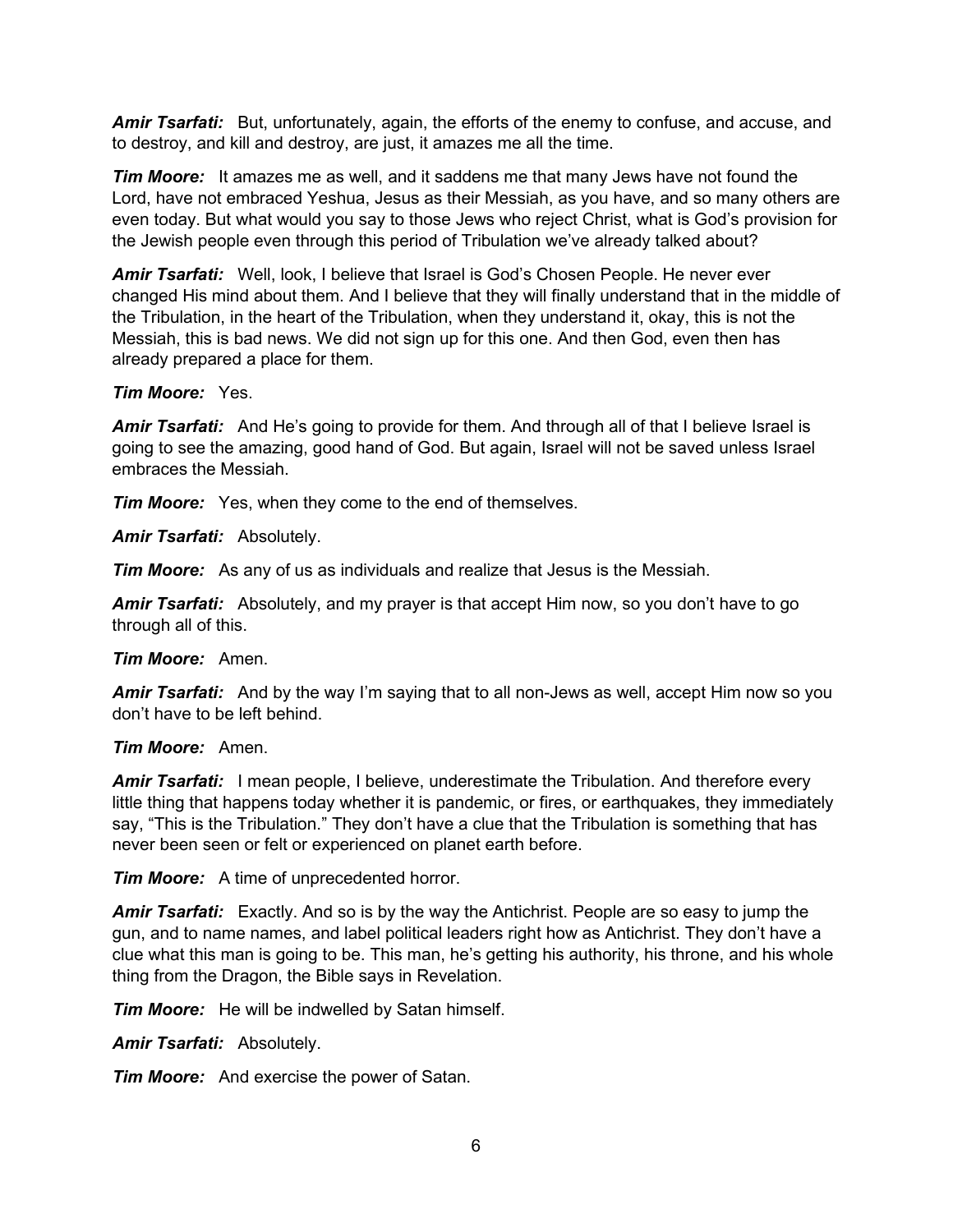***Amir Tsarfati:*** But, unfortunately, again, the efforts of the enemy to confuse, and accuse, and to destroy, and kill and destroy, are just, it amazes me all the time.

***Tim Moore:*** It amazes me as well, and it saddens me that many Jews have not found the Lord, have not embraced Yeshua, Jesus as their Messiah, as you have, and so many others are even today. But what would you say to those Jews who reject Christ, what is God's provision for the Jewish people even through this period of Tribulation we've already talked about?

***Amir Tsarfati:*** Well, look, I believe that Israel is God's Chosen People. He never ever changed His mind about them. And I believe that they will finally understand that in the middle of the Tribulation, in the heart of the Tribulation, when they understand it, okay, this is not the Messiah, this is bad news. We did not sign up for this one. And then God, even then has already prepared a place for them.

***Tim Moore:*** Yes.

***Amir Tsarfati:*** And He's going to provide for them. And through all of that I believe Israel is going to see the amazing, good hand of God. But again, Israel will not be saved unless Israel embraces the Messiah.

***Tim Moore:*** Yes, when they come to the end of themselves.

***Amir Tsarfati:*** Absolutely.

***Tim Moore:*** As any of us as individuals and realize that Jesus is the Messiah.

***Amir Tsarfati:*** Absolutely, and my prayer is that accept Him now, so you don't have to go through all of this.

***Tim Moore:*** Amen.

***Amir Tsarfati:*** And by the way I'm saying that to all non-Jews as well, accept Him now so you don't have to be left behind.

***Tim Moore:*** Amen.

***Amir Tsarfati:*** I mean people, I believe, underestimate the Tribulation. And therefore every little thing that happens today whether it is pandemic, or fires, or earthquakes, they immediately say, "This is the Tribulation." They don't have a clue that the Tribulation is something that has never been seen or felt or experienced on planet earth before.

***Tim Moore:*** A time of unprecedented horror.

***Amir Tsarfati:*** Exactly. And so is by the way the Antichrist. People are so easy to jump the gun, and to name names, and label political leaders right how as Antichrist. They don't have a clue what this man is going to be. This man, he's getting his authority, his throne, and his whole thing from the Dragon, the Bible says in Revelation.

***Tim Moore:*** He will be indwelled by Satan himself.

***Amir Tsarfati:*** Absolutely.

***Tim Moore:*** And exercise the power of Satan.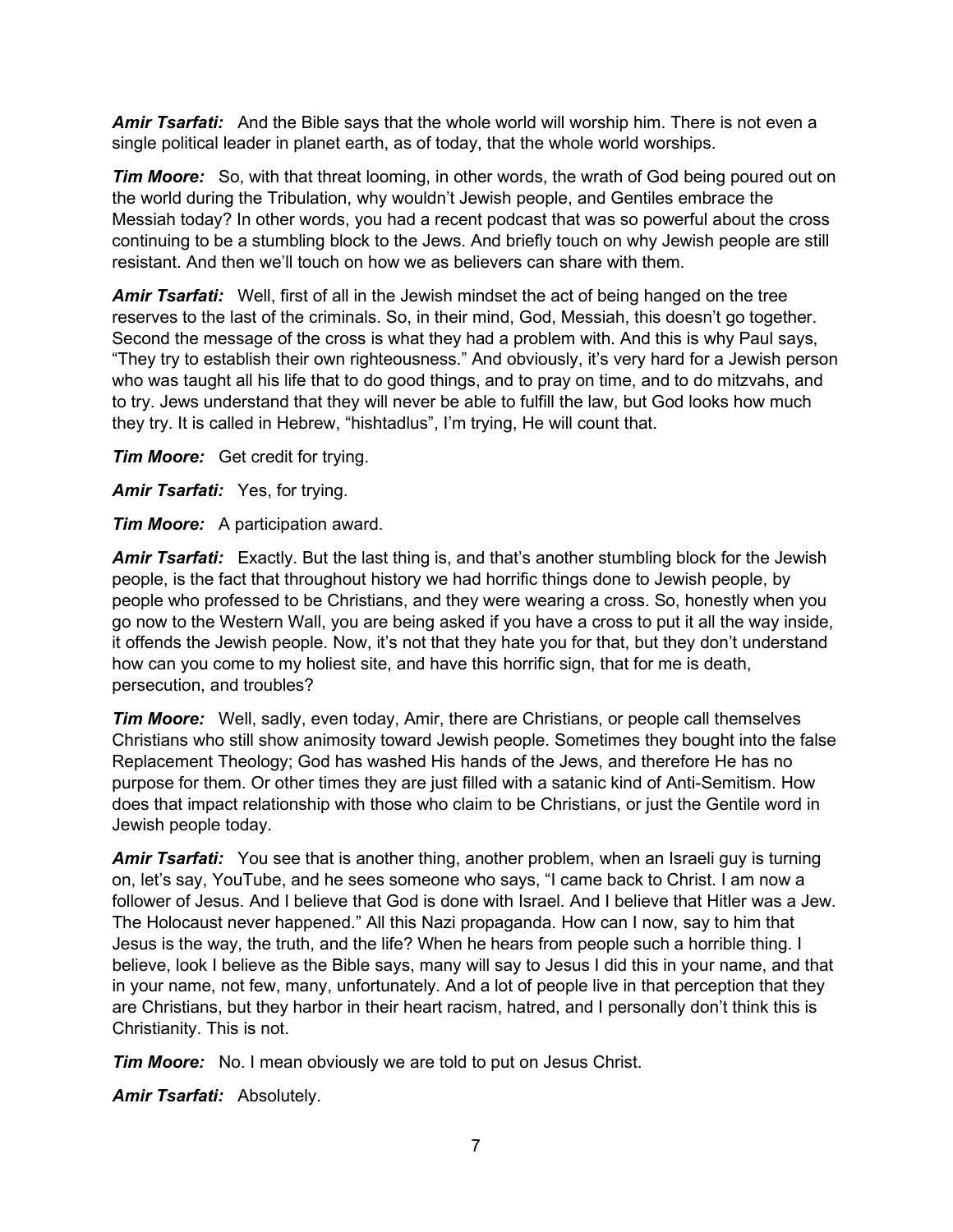***Amir Tsarfati:*** And the Bible says that the whole world will worship him. There is not even a single political leader in planet earth, as of today, that the whole world worships.

***Tim Moore:*** So, with that threat looming, in other words, the wrath of God being poured out on the world during the Tribulation, why wouldn't Jewish people, and Gentiles embrace the Messiah today? In other words, you had a recent podcast that was so powerful about the cross continuing to be a stumbling block to the Jews. And briefly touch on why Jewish people are still resistant. And then we'll touch on how we as believers can share with them.

***Amir Tsarfati:*** Well, first of all in the Jewish mindset the act of being hanged on the tree reserves to the last of the criminals. So, in their mind, God, Messiah, this doesn't go together. Second the message of the cross is what they had a problem with. And this is why Paul says, "They try to establish their own righteousness." And obviously, it's very hard for a Jewish person who was taught all his life that to do good things, and to pray on time, and to do mitzvahs, and to try. Jews understand that they will never be able to fulfill the law, but God looks how much they try. It is called in Hebrew, "hishtadlus", I'm trying, He will count that.

***Tim Moore:*** Get credit for trying.

***Amir Tsarfati:*** Yes, for trying.

***Tim Moore:*** A participation award.

***Amir Tsarfati:*** Exactly. But the last thing is, and that's another stumbling block for the Jewish people, is the fact that throughout history we had horrific things done to Jewish people, by people who professed to be Christians, and they were wearing a cross. So, honestly when you go now to the Western Wall, you are being asked if you have a cross to put it all the way inside, it offends the Jewish people. Now, it's not that they hate you for that, but they don't understand how can you come to my holiest site, and have this horrific sign, that for me is death, persecution, and troubles?

***Tim Moore:*** Well, sadly, even today, Amir, there are Christians, or people call themselves Christians who still show animosity toward Jewish people. Sometimes they bought into the false Replacement Theology; God has washed His hands of the Jews, and therefore He has no purpose for them. Or other times they are just filled with a satanic kind of Anti-Semitism. How does that impact relationship with those who claim to be Christians, or just the Gentile word in Jewish people today.

***Amir Tsarfati:*** You see that is another thing, another problem, when an Israeli guy is turning on, let's say, YouTube, and he sees someone who says, "I came back to Christ. I am now a follower of Jesus. And I believe that God is done with Israel. And I believe that Hitler was a Jew. The Holocaust never happened." All this Nazi propaganda. How can I now, say to him that Jesus is the way, the truth, and the life? When he hears from people such a horrible thing. I believe, look I believe as the Bible says, many will say to Jesus I did this in your name, and that in your name, not few, many, unfortunately. And a lot of people live in that perception that they are Christians, but they harbor in their heart racism, hatred, and I personally don't think this is Christianity. This is not.

***Tim Moore:*** No. I mean obviously we are told to put on Jesus Christ.

***Amir Tsarfati:*** Absolutely.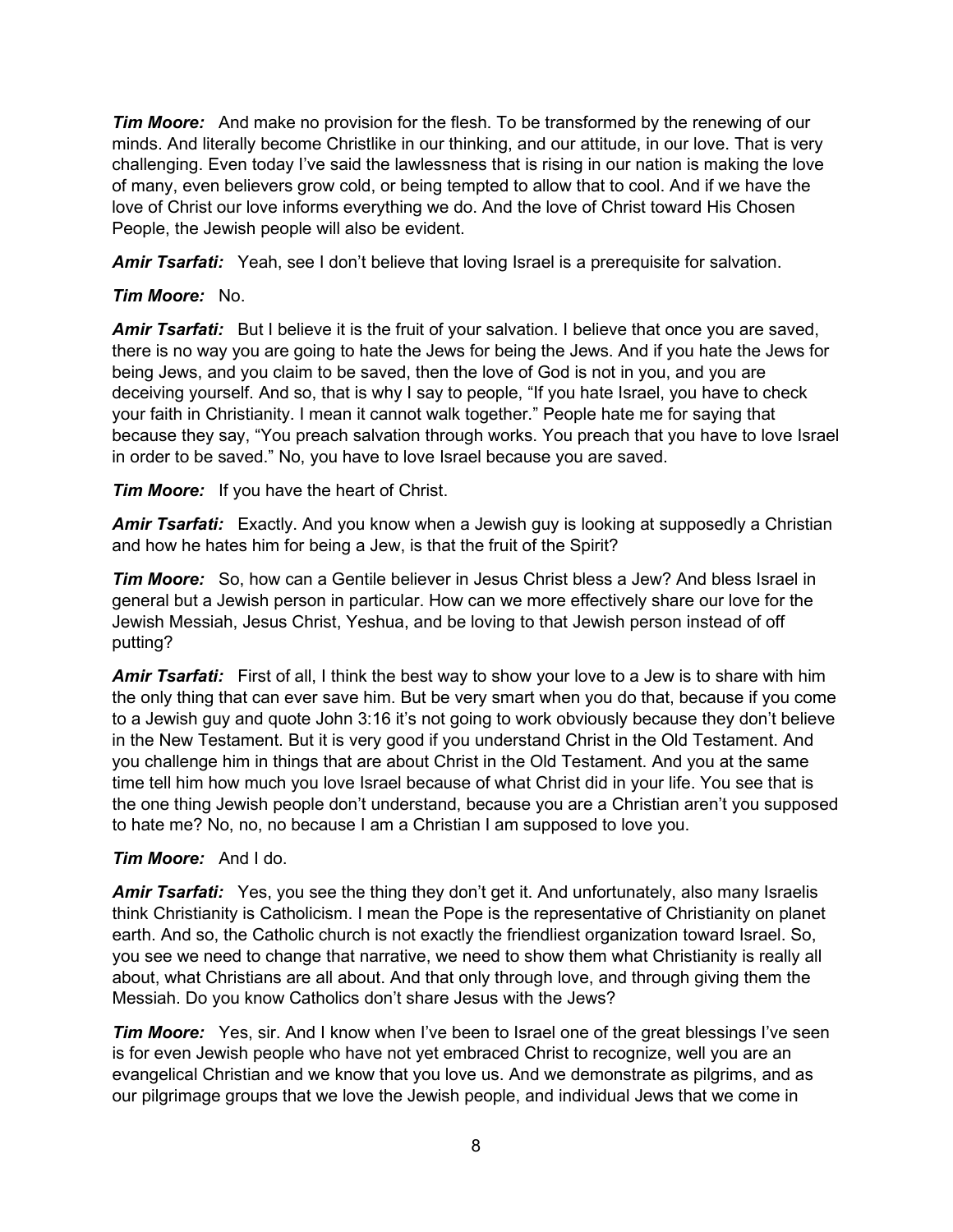***Tim Moore:*** And make no provision for the flesh. To be transformed by the renewing of our minds. And literally become Christlike in our thinking, and our attitude, in our love. That is very challenging. Even today I've said the lawlessness that is rising in our nation is making the love of many, even believers grow cold, or being tempted to allow that to cool. And if we have the love of Christ our love informs everything we do. And the love of Christ toward His Chosen People, the Jewish people will also be evident.

***Amir Tsarfati:*** Yeah, see I don't believe that loving Israel is a prerequisite for salvation.

***Tim Moore:*** No.

***Amir Tsarfati:*** But I believe it is the fruit of your salvation. I believe that once you are saved, there is no way you are going to hate the Jews for being the Jews. And if you hate the Jews for being Jews, and you claim to be saved, then the love of God is not in you, and you are deceiving yourself. And so, that is why I say to people, "If you hate Israel, you have to check your faith in Christianity. I mean it cannot walk together." People hate me for saying that because they say, "You preach salvation through works. You preach that you have to love Israel in order to be saved." No, you have to love Israel because you are saved.

***Tim Moore:*** If you have the heart of Christ.

***Amir Tsarfati:*** Exactly. And you know when a Jewish guy is looking at supposedly a Christian and how he hates him for being a Jew, is that the fruit of the Spirit?

***Tim Moore:*** So, how can a Gentile believer in Jesus Christ bless a Jew? And bless Israel in general but a Jewish person in particular. How can we more effectively share our love for the Jewish Messiah, Jesus Christ, Yeshua, and be loving to that Jewish person instead of off putting?

***Amir Tsarfati:*** First of all, I think the best way to show your love to a Jew is to share with him the only thing that can ever save him. But be very smart when you do that, because if you come to a Jewish guy and quote John 3:16 it's not going to work obviously because they don't believe in the New Testament. But it is very good if you understand Christ in the Old Testament. And you challenge him in things that are about Christ in the Old Testament. And you at the same time tell him how much you love Israel because of what Christ did in your life. You see that is the one thing Jewish people don't understand, because you are a Christian aren't you supposed to hate me? No, no, no because I am a Christian I am supposed to love you.

***Tim Moore:*** And I do.

***Amir Tsarfati:*** Yes, you see the thing they don't get it. And unfortunately, also many Israelis think Christianity is Catholicism. I mean the Pope is the representative of Christianity on planet earth. And so, the Catholic church is not exactly the friendliest organization toward Israel. So, you see we need to change that narrative, we need to show them what Christianity is really all about, what Christians are all about. And that only through love, and through giving them the Messiah. Do you know Catholics don't share Jesus with the Jews?

***Tim Moore:*** Yes, sir. And I know when I've been to Israel one of the great blessings I've seen is for even Jewish people who have not yet embraced Christ to recognize, well you are an evangelical Christian and we know that you love us. And we demonstrate as pilgrims, and as our pilgrimage groups that we love the Jewish people, and individual Jews that we come in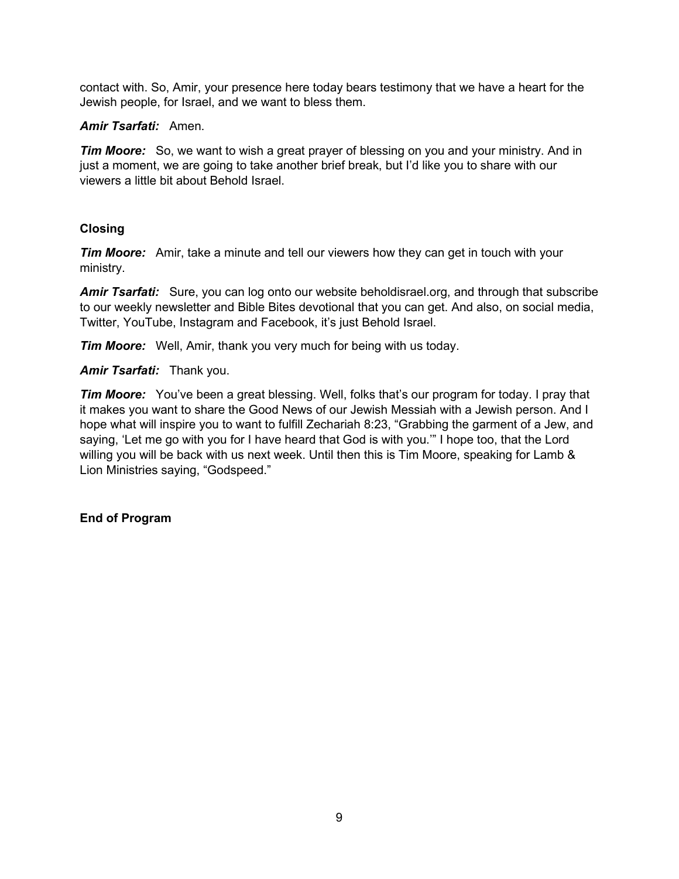contact with. So, Amir, your presence here today bears testimony that we have a heart for the Jewish people, for Israel, and we want to bless them.

***Amir Tsarfati:*** Amen.

***Tim Moore:*** So, we want to wish a great prayer of blessing on you and your ministry. And in just a moment, we are going to take another brief break, but I'd like you to share with our viewers a little bit about Behold Israel.

**Closing**

***Tim Moore:*** Amir, take a minute and tell our viewers how they can get in touch with your ministry.

***Amir Tsarfati:*** Sure, you can log onto our website beholdisrael.org, and through that subscribe to our weekly newsletter and Bible Bites devotional that you can get. And also, on social media, Twitter, YouTube, Instagram and Facebook, it's just Behold Israel.

***Tim Moore:*** Well, Amir, thank you very much for being with us today.

***Amir Tsarfati:*** Thank you.

***Tim Moore:*** You've been a great blessing. Well, folks that's our program for today. I pray that it makes you want to share the Good News of our Jewish Messiah with a Jewish person. And I hope what will inspire you to want to fulfill Zechariah 8:23, "Grabbing the garment of a Jew, and saying, 'Let me go with you for I have heard that God is with you.'" I hope too, that the Lord willing you will be back with us next week. Until then this is Tim Moore, speaking for Lamb & Lion Ministries saying, "Godspeed."

**End of Program**